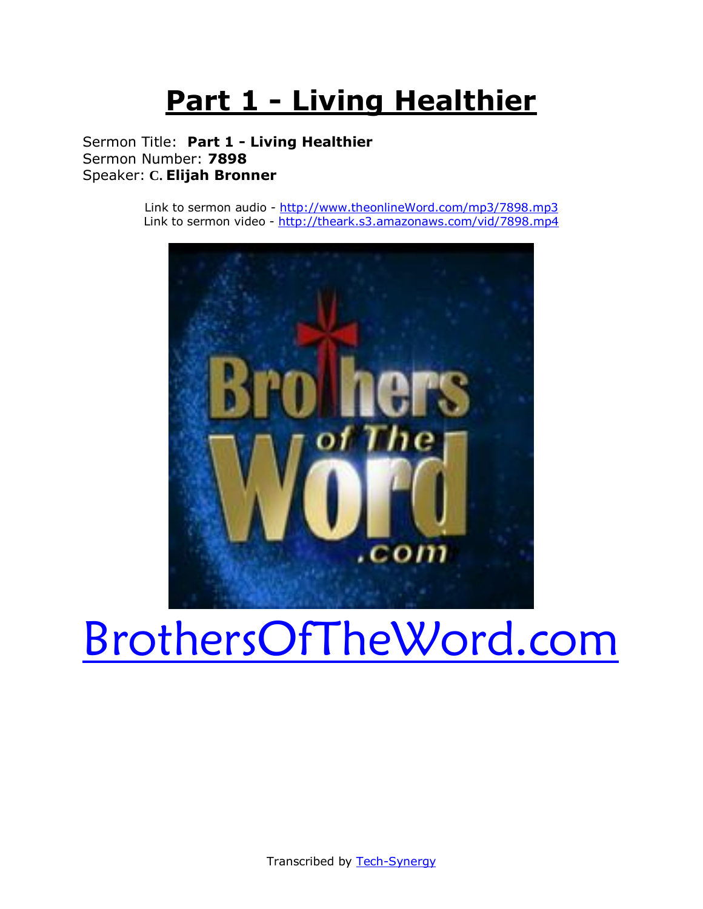# Part 1 - Living Healthier

Sermon Title: **Part 1 - Living Healthier**
Sermon Number: **7898**
Speaker: **C. Elijah Bronner**

Link to sermon audio - http://www.theonlineWord.com/mp3/7898.mp3
Link to sermon video - http://theark.s3.amazonaws.com/vid/7898.mp4

BrothersOfTheWord.com

Transcribed by Tech-Synergy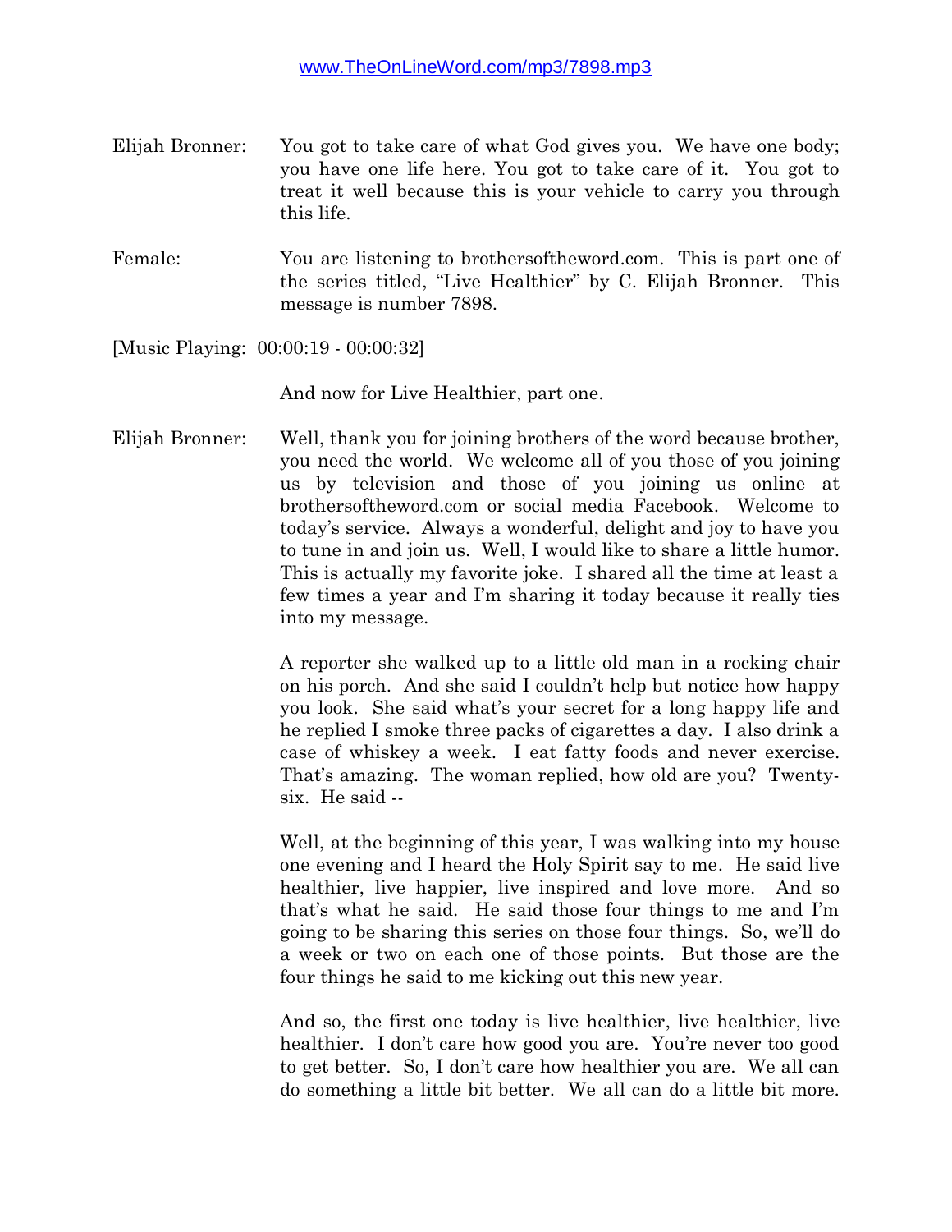www.TheOnLineWord.com/mp3/7898.mp3

Elijah Bronner: You got to take care of what God gives you. We have one body; you have one life here. You got to take care of it. You got to treat it well because this is your vehicle to carry you through this life.

Female: You are listening to brothersoftheword.com. This is part one of the series titled, "Live Healthier" by C. Elijah Bronner. This message is number 7898.

[Music Playing: 00:00:19 - 00:00:32]

And now for Live Healthier, part one.

Elijah Bronner: Well, thank you for joining brothers of the word because brother, you need the world. We welcome all of you those of you joining us by television and those of you joining us online at brothersoftheword.com or social media Facebook. Welcome to today's service. Always a wonderful, delight and joy to have you to tune in and join us. Well, I would like to share a little humor. This is actually my favorite joke. I shared all the time at least a few times a year and I'm sharing it today because it really ties into my message.

A reporter she walked up to a little old man in a rocking chair on his porch. And she said I couldn't help but notice how happy you look. She said what's your secret for a long happy life and he replied I smoke three packs of cigarettes a day. I also drink a case of whiskey a week. I eat fatty foods and never exercise. That's amazing. The woman replied, how old are you? Twenty-six. He said --

Well, at the beginning of this year, I was walking into my house one evening and I heard the Holy Spirit say to me. He said live healthier, live happier, live inspired and love more. And so that's what he said. He said those four things to me and I'm going to be sharing this series on those four things. So, we'll do a week or two on each one of those points. But those are the four things he said to me kicking out this new year.

And so, the first one today is live healthier, live healthier, live healthier. I don't care how good you are. You're never too good to get better. So, I don't care how healthier you are. We all can do something a little bit better. We all can do a little bit more.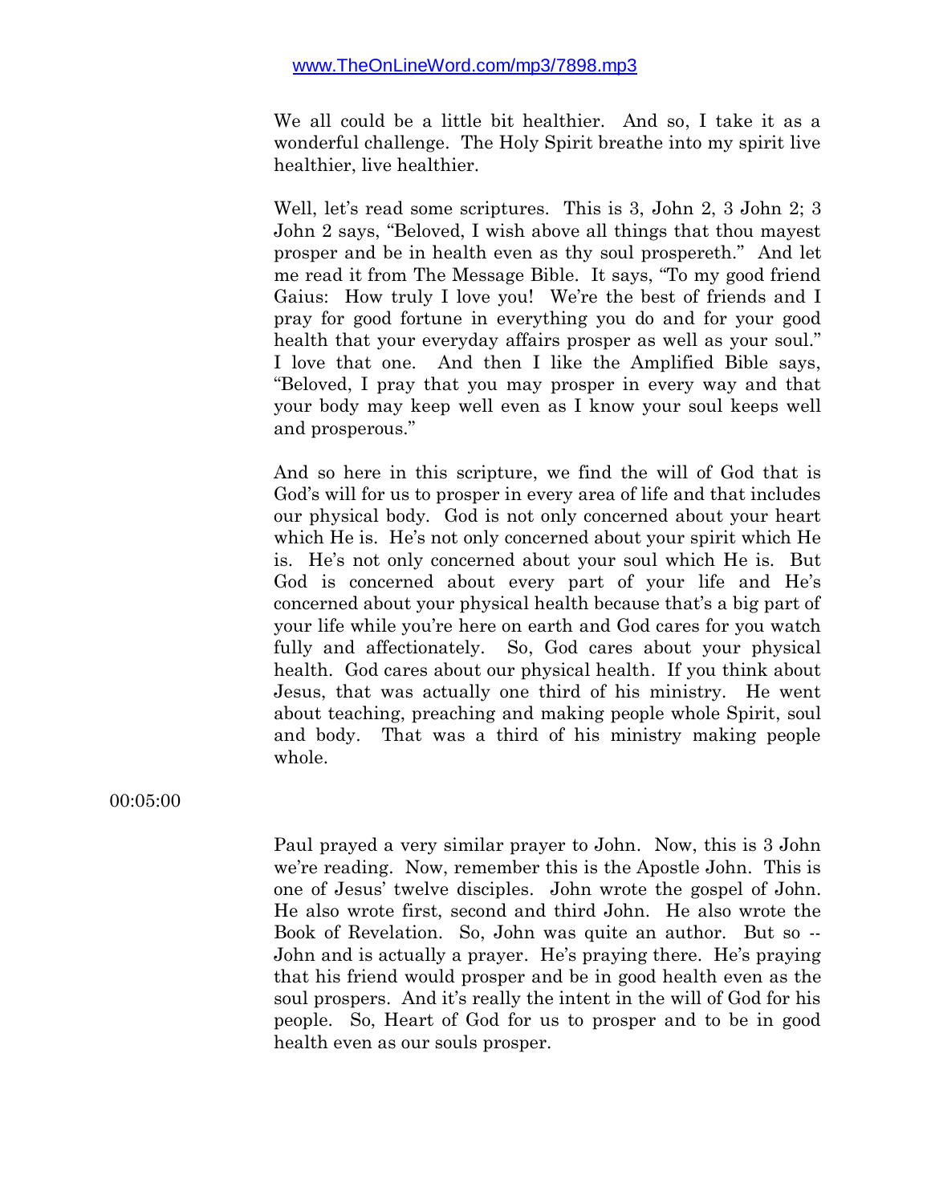We all could be a little bit healthier. And so, I take it as a wonderful challenge. The Holy Spirit breathe into my spirit live healthier, live healthier.

Well, let's read some scriptures. This is 3, John 2, 3 John 2; 3 John 2 says, "Beloved, I wish above all things that thou mayest prosper and be in health even as thy soul prospereth." And let me read it from The Message Bible. It says, "To my good friend Gaius: How truly I love you! We're the best of friends and I pray for good fortune in everything you do and for your good health that your everyday affairs prosper as well as your soul." I love that one. And then I like the Amplified Bible says, "Beloved, I pray that you may prosper in every way and that your body may keep well even as I know your soul keeps well and prosperous."

And so here in this scripture, we find the will of God that is God's will for us to prosper in every area of life and that includes our physical body. God is not only concerned about your heart which He is. He's not only concerned about your spirit which He is. He's not only concerned about your soul which He is. But God is concerned about every part of your life and He's concerned about your physical health because that's a big part of your life while you're here on earth and God cares for you watch fully and affectionately. So, God cares about your physical health. God cares about our physical health. If you think about Jesus, that was actually one third of his ministry. He went about teaching, preaching and making people whole Spirit, soul and body. That was a third of his ministry making people whole.

00:05:00

Paul prayed a very similar prayer to John. Now, this is 3 John we're reading. Now, remember this is the Apostle John. This is one of Jesus' twelve disciples. John wrote the gospel of John. He also wrote first, second and third John. He also wrote the Book of Revelation. So, John was quite an author. But so -- John and is actually a prayer. He's praying there. He's praying that his friend would prosper and be in good health even as the soul prospers. And it's really the intent in the will of God for his people. So, Heart of God for us to prosper and to be in good health even as our souls prosper.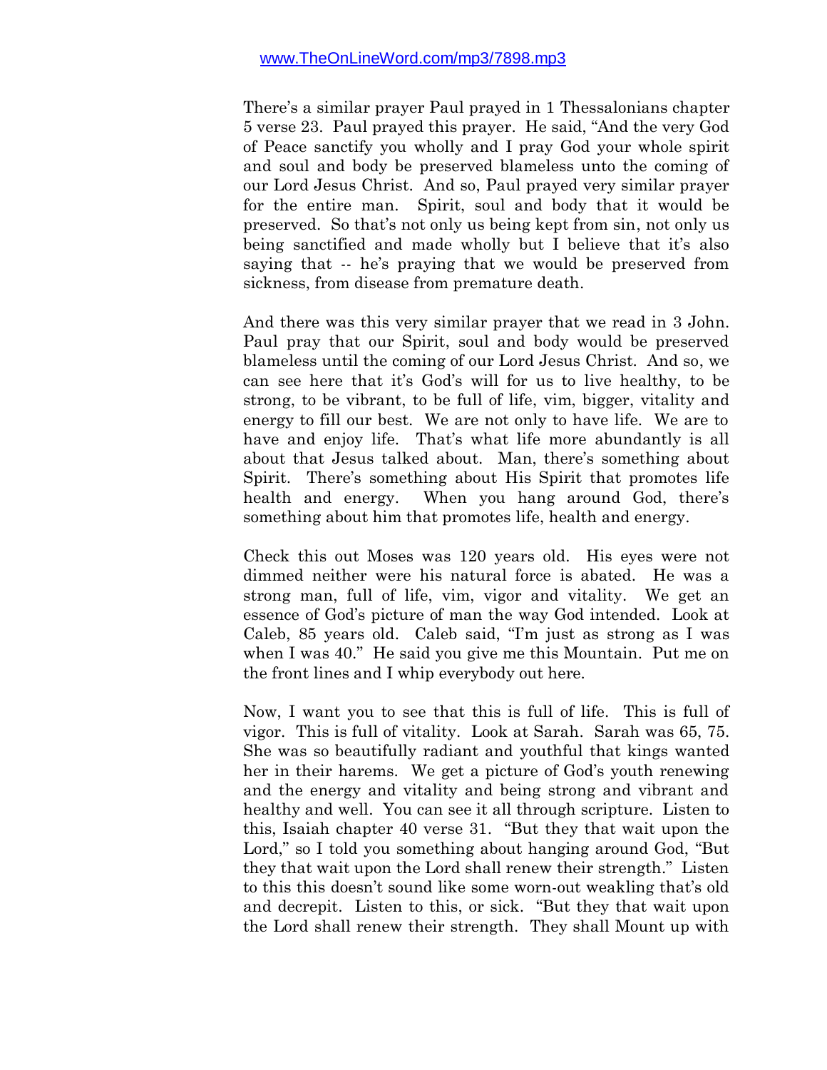There's a similar prayer Paul prayed in 1 Thessalonians chapter 5 verse 23. Paul prayed this prayer. He said, "And the very God of Peace sanctify you wholly and I pray God your whole spirit and soul and body be preserved blameless unto the coming of our Lord Jesus Christ. And so, Paul prayed very similar prayer for the entire man. Spirit, soul and body that it would be preserved. So that's not only us being kept from sin, not only us being sanctified and made wholly but I believe that it's also saying that -- he's praying that we would be preserved from sickness, from disease from premature death.

And there was this very similar prayer that we read in 3 John. Paul pray that our Spirit, soul and body would be preserved blameless until the coming of our Lord Jesus Christ. And so, we can see here that it's God's will for us to live healthy, to be strong, to be vibrant, to be full of life, vim, bigger, vitality and energy to fill our best. We are not only to have life. We are to have and enjoy life. That's what life more abundantly is all about that Jesus talked about. Man, there's something about Spirit. There's something about His Spirit that promotes life health and energy. When you hang around God, there's something about him that promotes life, health and energy.

Check this out Moses was 120 years old. His eyes were not dimmed neither were his natural force is abated. He was a strong man, full of life, vim, vigor and vitality. We get an essence of God's picture of man the way God intended. Look at Caleb, 85 years old. Caleb said, "I'm just as strong as I was when I was 40." He said you give me this Mountain. Put me on the front lines and I whip everybody out here.

Now, I want you to see that this is full of life. This is full of vigor. This is full of vitality. Look at Sarah. Sarah was 65, 75. She was so beautifully radiant and youthful that kings wanted her in their harems. We get a picture of God's youth renewing and the energy and vitality and being strong and vibrant and healthy and well. You can see it all through scripture. Listen to this, Isaiah chapter 40 verse 31. "But they that wait upon the Lord," so I told you something about hanging around God, "But they that wait upon the Lord shall renew their strength." Listen to this this doesn't sound like some worn-out weakling that's old and decrepit. Listen to this, or sick. "But they that wait upon the Lord shall renew their strength. They shall Mount up with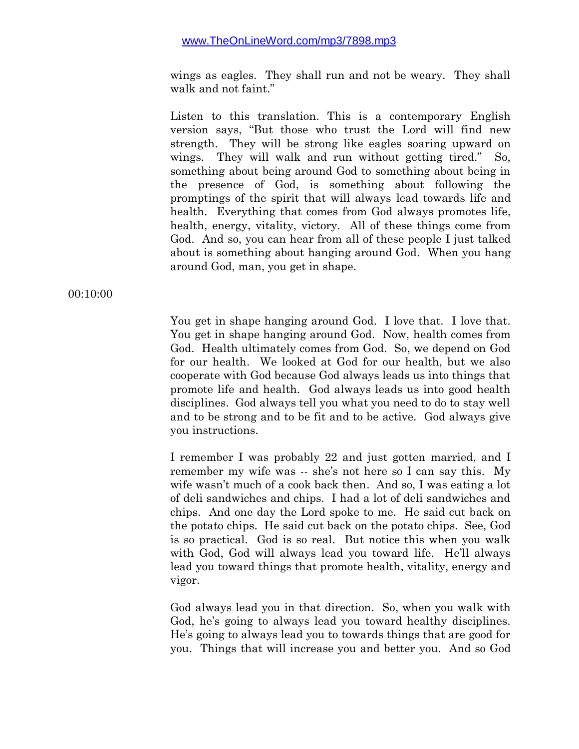wings as eagles. They shall run and not be weary. They shall walk and not faint."

Listen to this translation. This is a contemporary English version says, "But those who trust the Lord will find new strength. They will be strong like eagles soaring upward on wings. They will walk and run without getting tired." So, something about being around God to something about being in the presence of God, is something about following the promptings of the spirit that will always lead towards life and health. Everything that comes from God always promotes life, health, energy, vitality, victory. All of these things come from God. And so, you can hear from all of these people I just talked about is something about hanging around God. When you hang around God, man, you get in shape.

00:10:00

You get in shape hanging around God. I love that. I love that. You get in shape hanging around God. Now, health comes from God. Health ultimately comes from God. So, we depend on God for our health. We looked at God for our health, but we also cooperate with God because God always leads us into things that promote life and health. God always leads us into good health disciplines. God always tell you what you need to do to stay well and to be strong and to be fit and to be active. God always give you instructions.

I remember I was probably 22 and just gotten married, and I remember my wife was -- she's not here so I can say this. My wife wasn't much of a cook back then. And so, I was eating a lot of deli sandwiches and chips. I had a lot of deli sandwiches and chips. And one day the Lord spoke to me. He said cut back on the potato chips. He said cut back on the potato chips. See, God is so practical. God is so real. But notice this when you walk with God, God will always lead you toward life. He'll always lead you toward things that promote health, vitality, energy and vigor.

God always lead you in that direction. So, when you walk with God, he's going to always lead you toward healthy disciplines. He's going to always lead you to towards things that are good for you. Things that will increase you and better you. And so God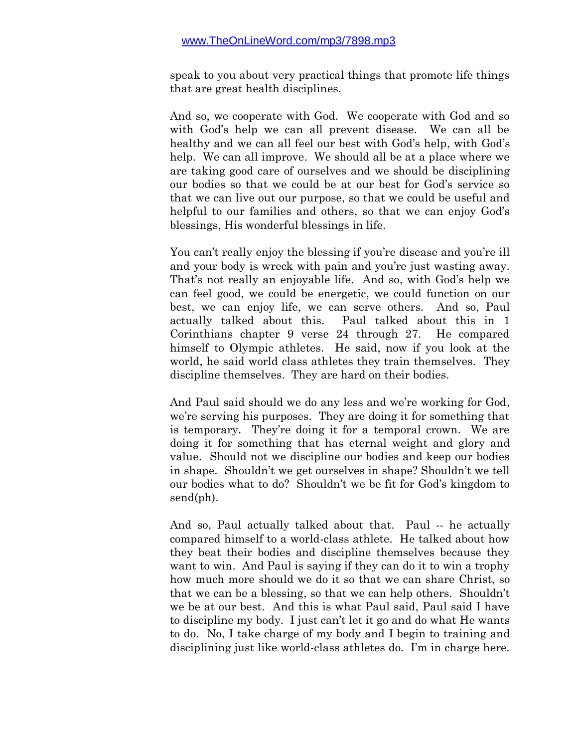speak to you about very practical things that promote life things that are great health disciplines.

And so, we cooperate with God. We cooperate with God and so with God's help we can all prevent disease. We can all be healthy and we can all feel our best with God's help, with God's help. We can all improve. We should all be at a place where we are taking good care of ourselves and we should be disciplining our bodies so that we could be at our best for God's service so that we can live out our purpose, so that we could be useful and helpful to our families and others, so that we can enjoy God's blessings, His wonderful blessings in life.

You can't really enjoy the blessing if you're disease and you're ill and your body is wreck with pain and you're just wasting away. That's not really an enjoyable life. And so, with God's help we can feel good, we could be energetic, we could function on our best, we can enjoy life, we can serve others. And so, Paul actually talked about this. Paul talked about this in 1 Corinthians chapter 9 verse 24 through 27. He compared himself to Olympic athletes. He said, now if you look at the world, he said world class athletes they train themselves. They discipline themselves. They are hard on their bodies.

And Paul said should we do any less and we're working for God, we're serving his purposes. They are doing it for something that is temporary. They're doing it for a temporal crown. We are doing it for something that has eternal weight and glory and value. Should not we discipline our bodies and keep our bodies in shape. Shouldn't we get ourselves in shape? Shouldn't we tell our bodies what to do? Shouldn't we be fit for God's kingdom to send(ph).

And so, Paul actually talked about that. Paul -- he actually compared himself to a world-class athlete. He talked about how they beat their bodies and discipline themselves because they want to win. And Paul is saying if they can do it to win a trophy how much more should we do it so that we can share Christ, so that we can be a blessing, so that we can help others. Shouldn't we be at our best. And this is what Paul said, Paul said I have to discipline my body. I just can't let it go and do what He wants to do. No, I take charge of my body and I begin to training and disciplining just like world-class athletes do. I'm in charge here.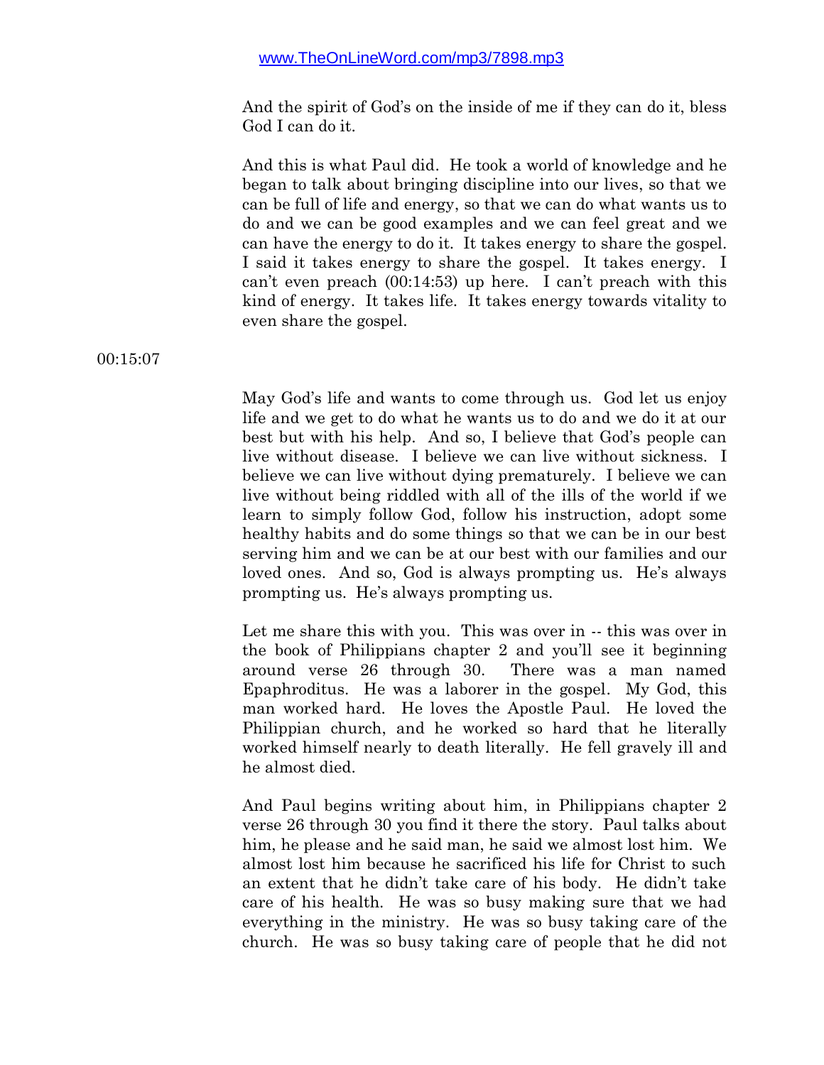And the spirit of God's on the inside of me if they can do it, bless God I can do it.

And this is what Paul did. He took a world of knowledge and he began to talk about bringing discipline into our lives, so that we can be full of life and energy, so that we can do what wants us to do and we can be good examples and we can feel great and we can have the energy to do it. It takes energy to share the gospel. I said it takes energy to share the gospel. It takes energy. I can't even preach (00:14:53) up here. I can't preach with this kind of energy. It takes life. It takes energy towards vitality to even share the gospel.

00:15:07

May God's life and wants to come through us. God let us enjoy life and we get to do what he wants us to do and we do it at our best but with his help. And so, I believe that God's people can live without disease. I believe we can live without sickness. I believe we can live without dying prematurely. I believe we can live without being riddled with all of the ills of the world if we learn to simply follow God, follow his instruction, adopt some healthy habits and do some things so that we can be in our best serving him and we can be at our best with our families and our loved ones. And so, God is always prompting us. He's always prompting us. He's always prompting us.

Let me share this with you. This was over in -- this was over in the book of Philippians chapter 2 and you'll see it beginning around verse 26 through 30. There was a man named Epaphroditus. He was a laborer in the gospel. My God, this man worked hard. He loves the Apostle Paul. He loved the Philippian church, and he worked so hard that he literally worked himself nearly to death literally. He fell gravely ill and he almost died.

And Paul begins writing about him, in Philippians chapter 2 verse 26 through 30 you find it there the story. Paul talks about him, he please and he said man, he said we almost lost him. We almost lost him because he sacrificed his life for Christ to such an extent that he didn't take care of his body. He didn't take care of his health. He was so busy making sure that we had everything in the ministry. He was so busy taking care of the church. He was so busy taking care of people that he did not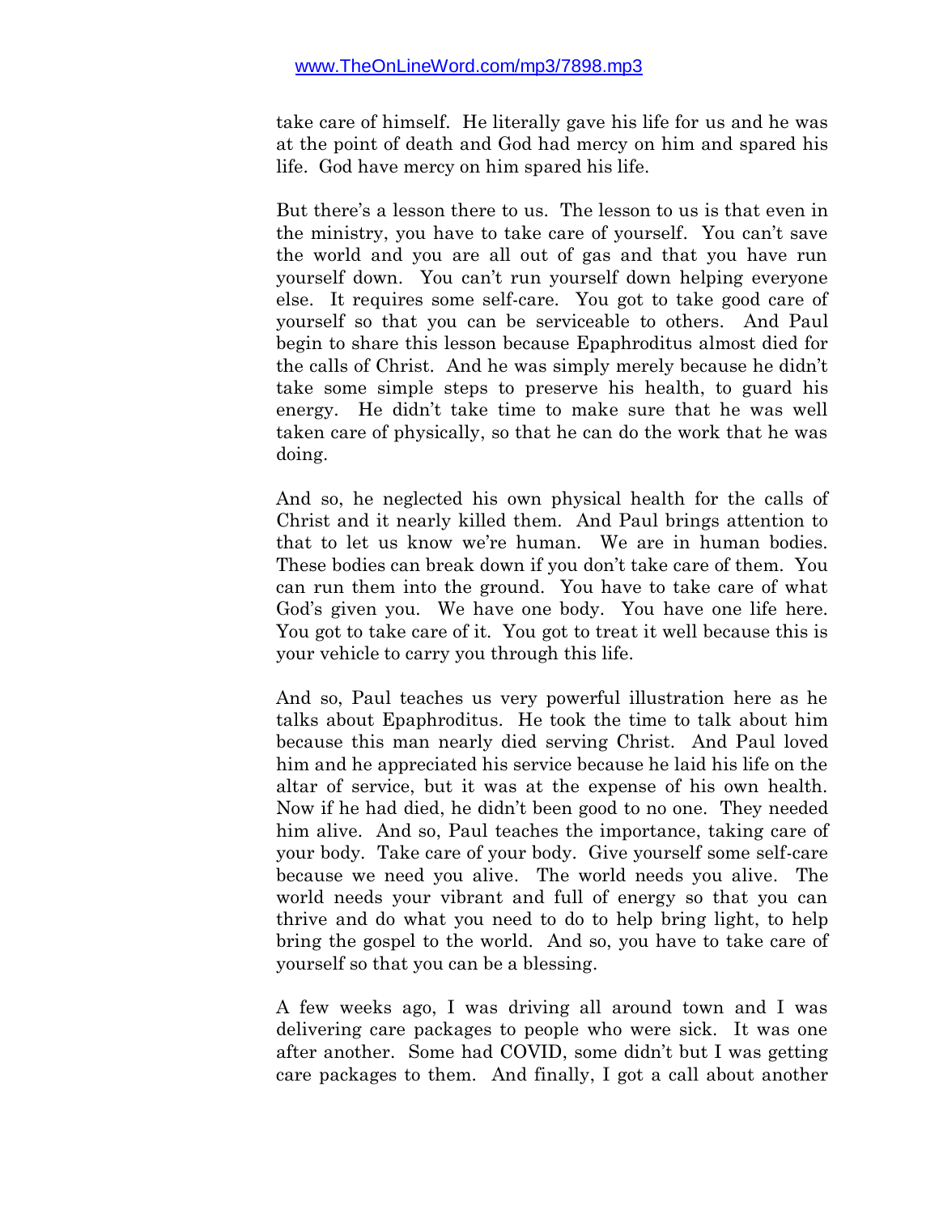take care of himself. He literally gave his life for us and he was at the point of death and God had mercy on him and spared his life. God have mercy on him spared his life.

But there's a lesson there to us. The lesson to us is that even in the ministry, you have to take care of yourself. You can't save the world and you are all out of gas and that you have run yourself down. You can't run yourself down helping everyone else. It requires some self-care. You got to take good care of yourself so that you can be serviceable to others. And Paul begin to share this lesson because Epaphroditus almost died for the calls of Christ. And he was simply merely because he didn't take some simple steps to preserve his health, to guard his energy. He didn't take time to make sure that he was well taken care of physically, so that he can do the work that he was doing.

And so, he neglected his own physical health for the calls of Christ and it nearly killed them. And Paul brings attention to that to let us know we're human. We are in human bodies. These bodies can break down if you don't take care of them. You can run them into the ground. You have to take care of what God's given you. We have one body. You have one life here. You got to take care of it. You got to treat it well because this is your vehicle to carry you through this life.

And so, Paul teaches us very powerful illustration here as he talks about Epaphroditus. He took the time to talk about him because this man nearly died serving Christ. And Paul loved him and he appreciated his service because he laid his life on the altar of service, but it was at the expense of his own health. Now if he had died, he didn't been good to no one. They needed him alive. And so, Paul teaches the importance, taking care of your body. Take care of your body. Give yourself some self-care because we need you alive. The world needs you alive. The world needs your vibrant and full of energy so that you can thrive and do what you need to do to help bring light, to help bring the gospel to the world. And so, you have to take care of yourself so that you can be a blessing.

A few weeks ago, I was driving all around town and I was delivering care packages to people who were sick. It was one after another. Some had COVID, some didn't but I was getting care packages to them. And finally, I got a call about another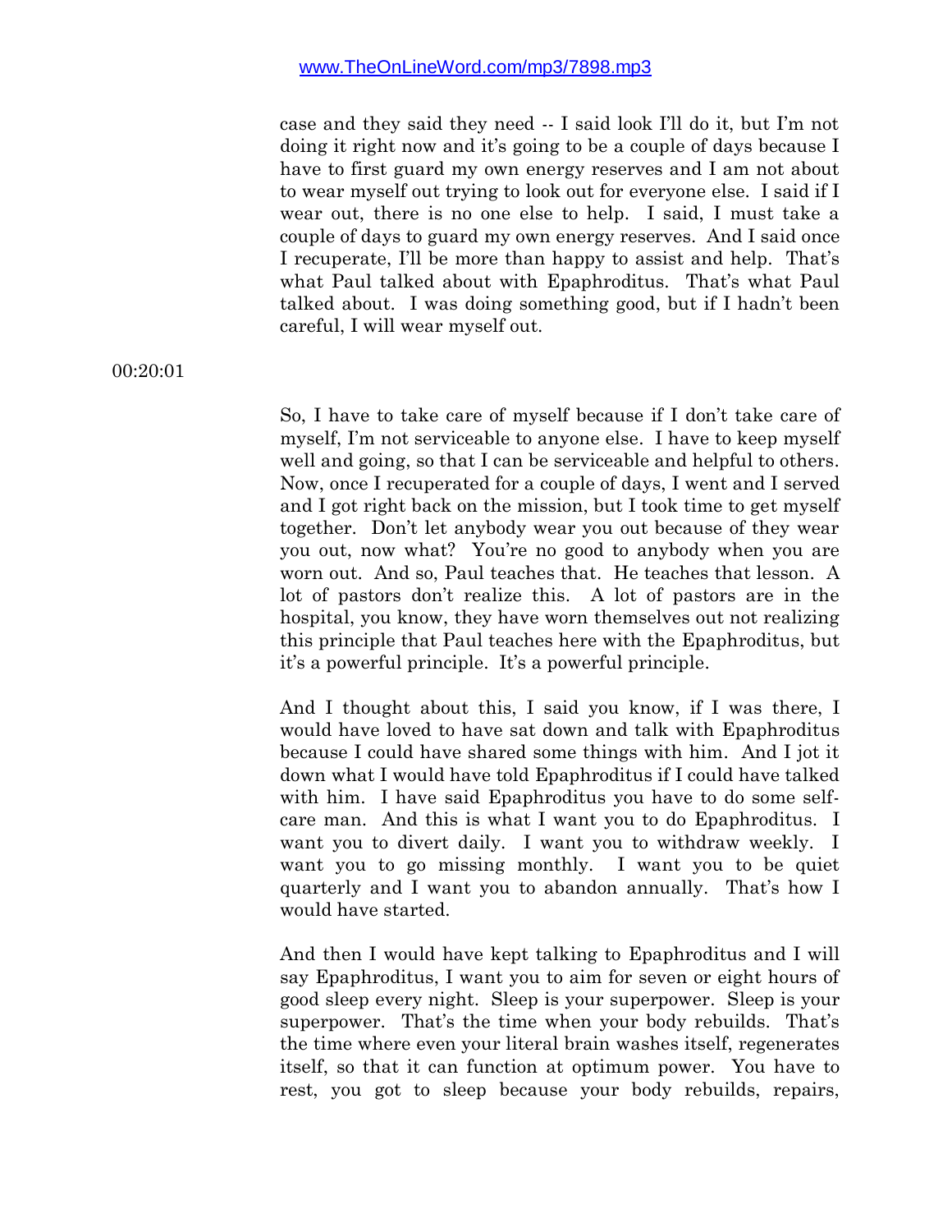case and they said they need -- I said look I'll do it, but I'm not doing it right now and it's going to be a couple of days because I have to first guard my own energy reserves and I am not about to wear myself out trying to look out for everyone else. I said if I wear out, there is no one else to help. I said, I must take a couple of days to guard my own energy reserves. And I said once I recuperate, I'll be more than happy to assist and help. That's what Paul talked about with Epaphroditus. That's what Paul talked about. I was doing something good, but if I hadn't been careful, I will wear myself out.

00:20:01

So, I have to take care of myself because if I don't take care of myself, I'm not serviceable to anyone else. I have to keep myself well and going, so that I can be serviceable and helpful to others. Now, once I recuperated for a couple of days, I went and I served and I got right back on the mission, but I took time to get myself together. Don't let anybody wear you out because of they wear you out, now what? You're no good to anybody when you are worn out. And so, Paul teaches that. He teaches that lesson. A lot of pastors don't realize this. A lot of pastors are in the hospital, you know, they have worn themselves out not realizing this principle that Paul teaches here with the Epaphroditus, but it's a powerful principle. It's a powerful principle.

And I thought about this, I said you know, if I was there, I would have loved to have sat down and talk with Epaphroditus because I could have shared some things with him. And I jot it down what I would have told Epaphroditus if I could have talked with him. I have said Epaphroditus you have to do some self-care man. And this is what I want you to do Epaphroditus. I want you to divert daily. I want you to withdraw weekly. I want you to go missing monthly. I want you to be quiet quarterly and I want you to abandon annually. That's how I would have started.

And then I would have kept talking to Epaphroditus and I will say Epaphroditus, I want you to aim for seven or eight hours of good sleep every night. Sleep is your superpower. Sleep is your superpower. That's the time when your body rebuilds. That's the time where even your literal brain washes itself, regenerates itself, so that it can function at optimum power. You have to rest, you got to sleep because your body rebuilds, repairs,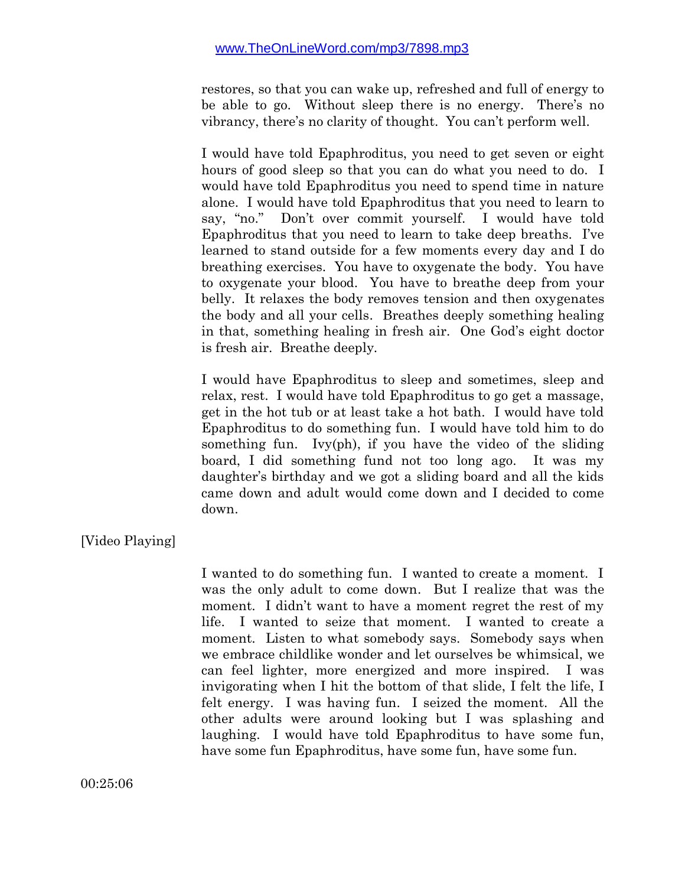restores, so that you can wake up, refreshed and full of energy to be able to go. Without sleep there is no energy. There's no vibrancy, there's no clarity of thought. You can't perform well.

I would have told Epaphroditus, you need to get seven or eight hours of good sleep so that you can do what you need to do. I would have told Epaphroditus you need to spend time in nature alone. I would have told Epaphroditus that you need to learn to say, "no." Don't over commit yourself. I would have told Epaphroditus that you need to learn to take deep breaths. I've learned to stand outside for a few moments every day and I do breathing exercises. You have to oxygenate the body. You have to oxygenate your blood. You have to breathe deep from your belly. It relaxes the body removes tension and then oxygenates the body and all your cells. Breathes deeply something healing in that, something healing in fresh air. One God's eight doctor is fresh air. Breathe deeply.

I would have Epaphroditus to sleep and sometimes, sleep and relax, rest. I would have told Epaphroditus to go get a massage, get in the hot tub or at least take a hot bath. I would have told Epaphroditus to do something fun. I would have told him to do something fun. Ivy(ph), if you have the video of the sliding board, I did something fund not too long ago. It was my daughter's birthday and we got a sliding board and all the kids came down and adult would come down and I decided to come down.

[Video Playing]

I wanted to do something fun. I wanted to create a moment. I was the only adult to come down. But I realize that was the moment. I didn't want to have a moment regret the rest of my life. I wanted to seize that moment. I wanted to create a moment. Listen to what somebody says. Somebody says when we embrace childlike wonder and let ourselves be whimsical, we can feel lighter, more energized and more inspired. I was invigorating when I hit the bottom of that slide, I felt the life, I felt energy. I was having fun. I seized the moment. All the other adults were around looking but I was splashing and laughing. I would have told Epaphroditus to have some fun, have some fun Epaphroditus, have some fun, have some fun.

00:25:06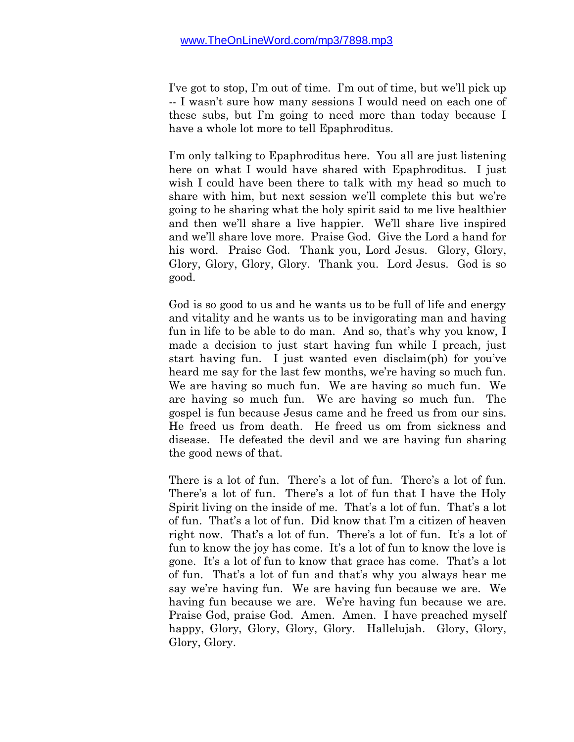www.TheOnLineWord.com/mp3/7898.mp3

I've got to stop, I'm out of time. I'm out of time, but we'll pick up -- I wasn't sure how many sessions I would need on each one of these subs, but I'm going to need more than today because I have a whole lot more to tell Epaphroditus.

I'm only talking to Epaphroditus here. You all are just listening here on what I would have shared with Epaphroditus. I just wish I could have been there to talk with my head so much to share with him, but next session we'll complete this but we're going to be sharing what the holy spirit said to me live healthier and then we'll share a live happier. We'll share live inspired and we'll share love more. Praise God. Give the Lord a hand for his word. Praise God. Thank you, Lord Jesus. Glory, Glory, Glory, Glory, Glory, Glory. Thank you. Lord Jesus. God is so good.

God is so good to us and he wants us to be full of life and energy and vitality and he wants us to be invigorating man and having fun in life to be able to do man. And so, that's why you know, I made a decision to just start having fun while I preach, just start having fun. I just wanted even disclaim(ph) for you've heard me say for the last few months, we're having so much fun. We are having so much fun. We are having so much fun. We are having so much fun. We are having so much fun. The gospel is fun because Jesus came and he freed us from our sins. He freed us from death. He freed us om from sickness and disease. He defeated the devil and we are having fun sharing the good news of that.

There is a lot of fun. There's a lot of fun. There's a lot of fun. There's a lot of fun. There's a lot of fun that I have the Holy Spirit living on the inside of me. That's a lot of fun. That's a lot of fun. That's a lot of fun. Did know that I'm a citizen of heaven right now. That's a lot of fun. There's a lot of fun. It's a lot of fun to know the joy has come. It's a lot of fun to know the love is gone. It's a lot of fun to know that grace has come. That's a lot of fun. That's a lot of fun and that's why you always hear me say we're having fun. We are having fun because we are. We having fun because we are. We're having fun because we are. Praise God, praise God. Amen. Amen. I have preached myself happy, Glory, Glory, Glory, Glory. Hallelujah. Glory, Glory, Glory, Glory.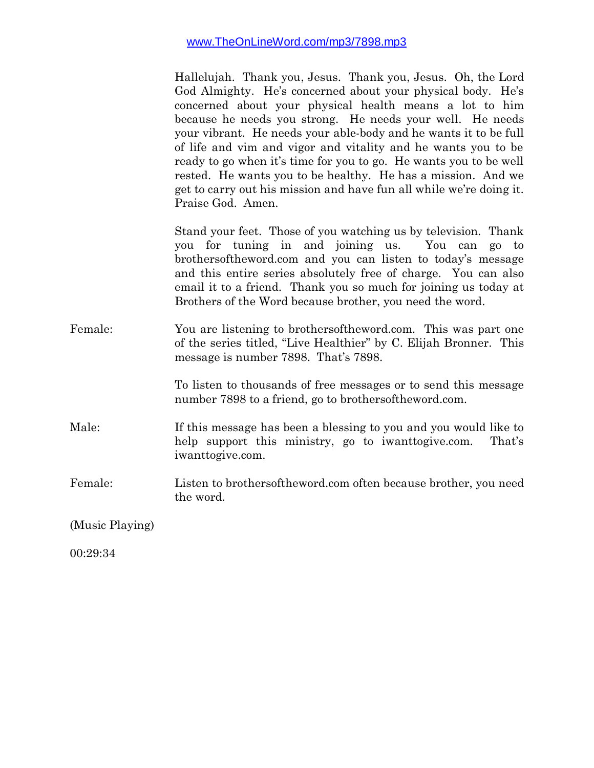www.TheOnLineWord.com/mp3/7898.mp3

Hallelujah. Thank you, Jesus. Thank you, Jesus. Oh, the Lord God Almighty. He's concerned about your physical body. He's concerned about your physical health means a lot to him because he needs you strong. He needs your well. He needs your vibrant. He needs your able-body and he wants it to be full of life and vim and vigor and vitality and he wants you to be ready to go when it's time for you to go. He wants you to be well rested. He wants you to be healthy. He has a mission. And we get to carry out his mission and have fun all while we're doing it. Praise God. Amen.

Stand your feet. Those of you watching us by television. Thank you for tuning in and joining us. You can go to brothersoftheword.com and you can listen to today's message and this entire series absolutely free of charge. You can also email it to a friend. Thank you so much for joining us today at Brothers of the Word because brother, you need the word.

Female: You are listening to brothersoftheword.com. This was part one of the series titled, "Live Healthier" by C. Elijah Bronner. This message is number 7898. That's 7898.

To listen to thousands of free messages or to send this message number 7898 to a friend, go to brothersoftheword.com.

Male: If this message has been a blessing to you and you would like to help support this ministry, go to iwanttogive.com. That's iwanttogive.com.

Female: Listen to brothersoftheword.com often because brother, you need the word.

(Music Playing)

00:29:34